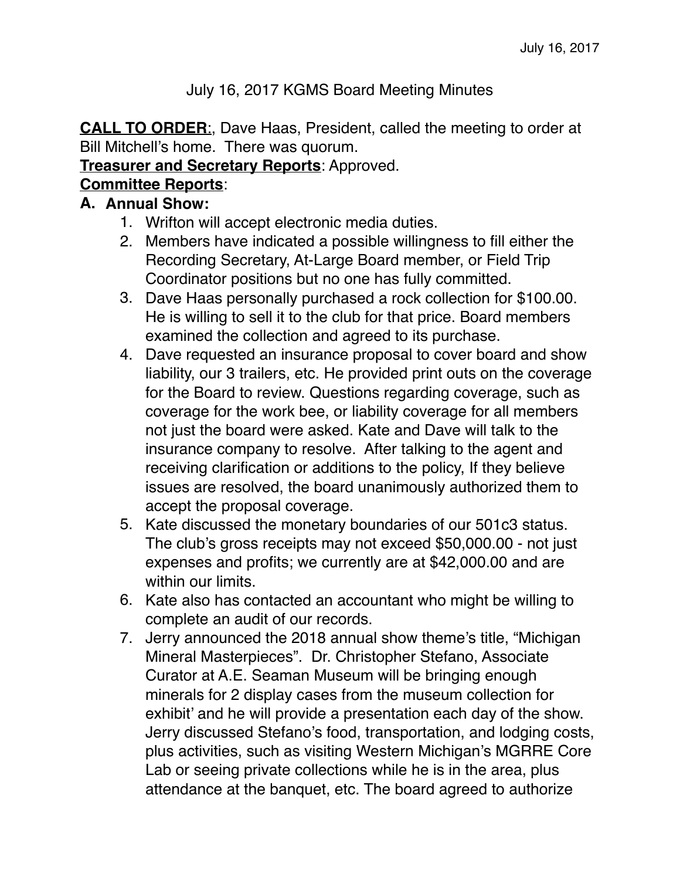July 16, 2017 KGMS Board Meeting Minutes

**CALL TO ORDER**:, Dave Haas, President, called the meeting to order at Bill Mitchell's home. There was quorum.

**Treasurer and Secretary Reports**: Approved.

**Committee Reports**:

**A. Annual Show:**

1. Wrifton will accept electronic media duties.
2. Members have indicated a possible willingness to fill either the Recording Secretary, At-Large Board member, or Field Trip Coordinator positions but no one has fully committed.
3. Dave Haas personally purchased a rock collection for $100.00. He is willing to sell it to the club for that price. Board members examined the collection and agreed to its purchase.
4. Dave requested an insurance proposal to cover board and show liability, our 3 trailers, etc. He provided print outs on the coverage for the Board to review. Questions regarding coverage, such as coverage for the work bee, or liability coverage for all members not just the board were asked. Kate and Dave will talk to the insurance company to resolve. After talking to the agent and receiving clarification or additions to the policy, If they believe issues are resolved, the board unanimously authorized them to accept the proposal coverage.
5. Kate discussed the monetary boundaries of our 501c3 status. The club's gross receipts may not exceed $50,000.00 - not just expenses and profits; we currently are at $42,000.00 and are within our limits.
6. Kate also has contacted an accountant who might be willing to complete an audit of our records.
7. Jerry announced the 2018 annual show theme's title, "Michigan Mineral Masterpieces". Dr. Christopher Stefano, Associate Curator at A.E. Seaman Museum will be bringing enough minerals for 2 display cases from the museum collection for exhibit' and he will provide a presentation each day of the show. Jerry discussed Stefano's food, transportation, and lodging costs, plus activities, such as visiting Western Michigan's MGRRE Core Lab or seeing private collections while he is in the area, plus attendance at the banquet, etc. The board agreed to authorize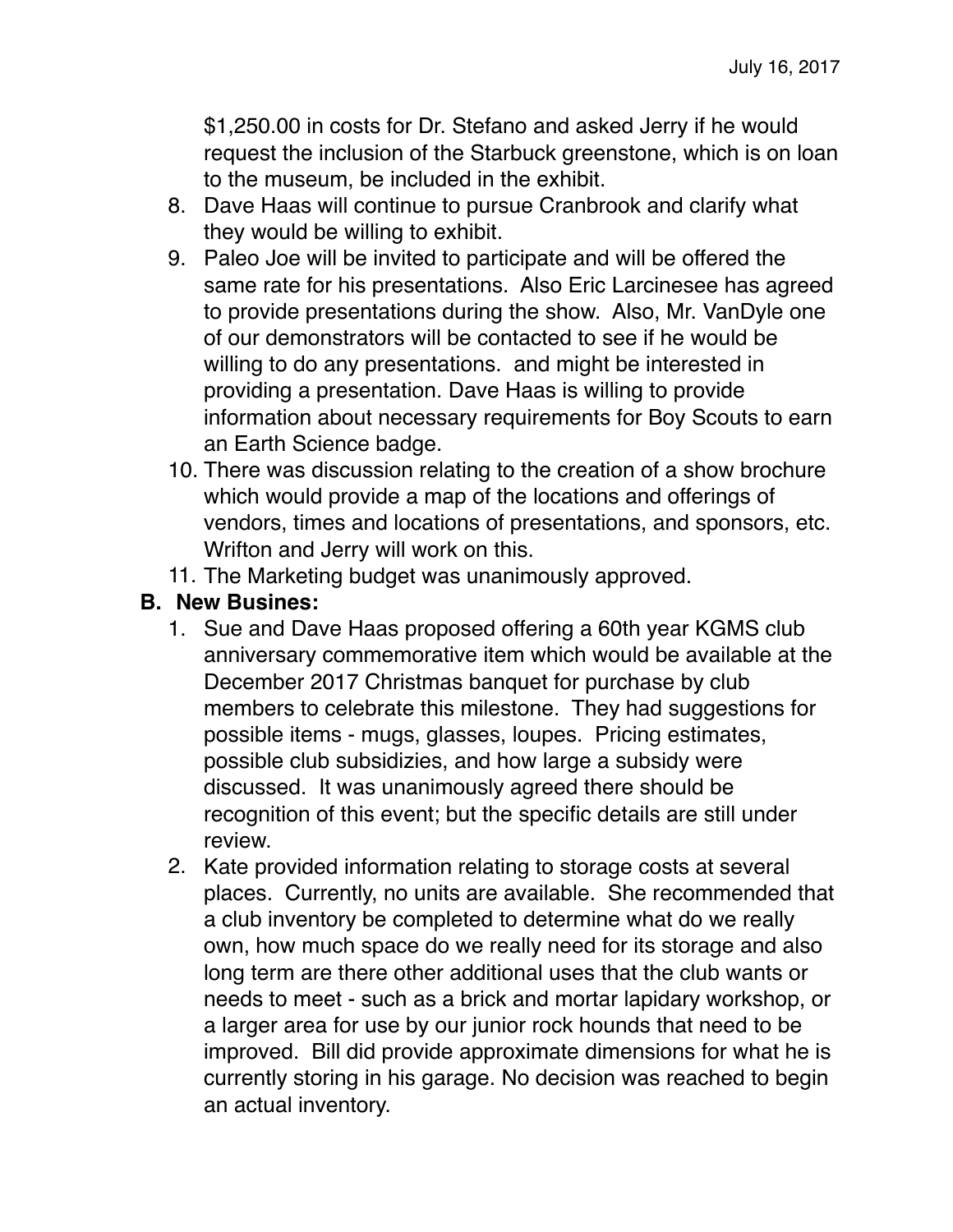$1,250.00 in costs for Dr. Stefano and asked Jerry if he would request the inclusion of the Starbuck greenstone, which is on loan to the museum, be included in the exhibit.

8. Dave Haas will continue to pursue Cranbrook and clarify what they would be willing to exhibit.
9. Paleo Joe will be invited to participate and will be offered the same rate for his presentations. Also Eric Larcinesee has agreed to provide presentations during the show. Also, Mr. VanDyle one of our demonstrators will be contacted to see if he would be willing to do any presentations. and might be interested in providing a presentation. Dave Haas is willing to provide information about necessary requirements for Boy Scouts to earn an Earth Science badge.
10. There was discussion relating to the creation of a show brochure which would provide a map of the locations and offerings of vendors, times and locations of presentations, and sponsors, etc. Wrifton and Jerry will work on this.
11. The Marketing budget was unanimously approved.

**B. New Busines:**

1. Sue and Dave Haas proposed offering a 60th year KGMS club anniversary commemorative item which would be available at the December 2017 Christmas banquet for purchase by club members to celebrate this milestone. They had suggestions for possible items - mugs, glasses, loupes. Pricing estimates, possible club subsidizies, and how large a subsidy were discussed. It was unanimously agreed there should be recognition of this event; but the specific details are still under review.
2. Kate provided information relating to storage costs at several places. Currently, no units are available. She recommended that a club inventory be completed to determine what do we really own, how much space do we really need for its storage and also long term are there other additional uses that the club wants or needs to meet - such as a brick and mortar lapidary workshop, or a larger area for use by our junior rock hounds that need to be improved. Bill did provide approximate dimensions for what he is currently storing in his garage. No decision was reached to begin an actual inventory.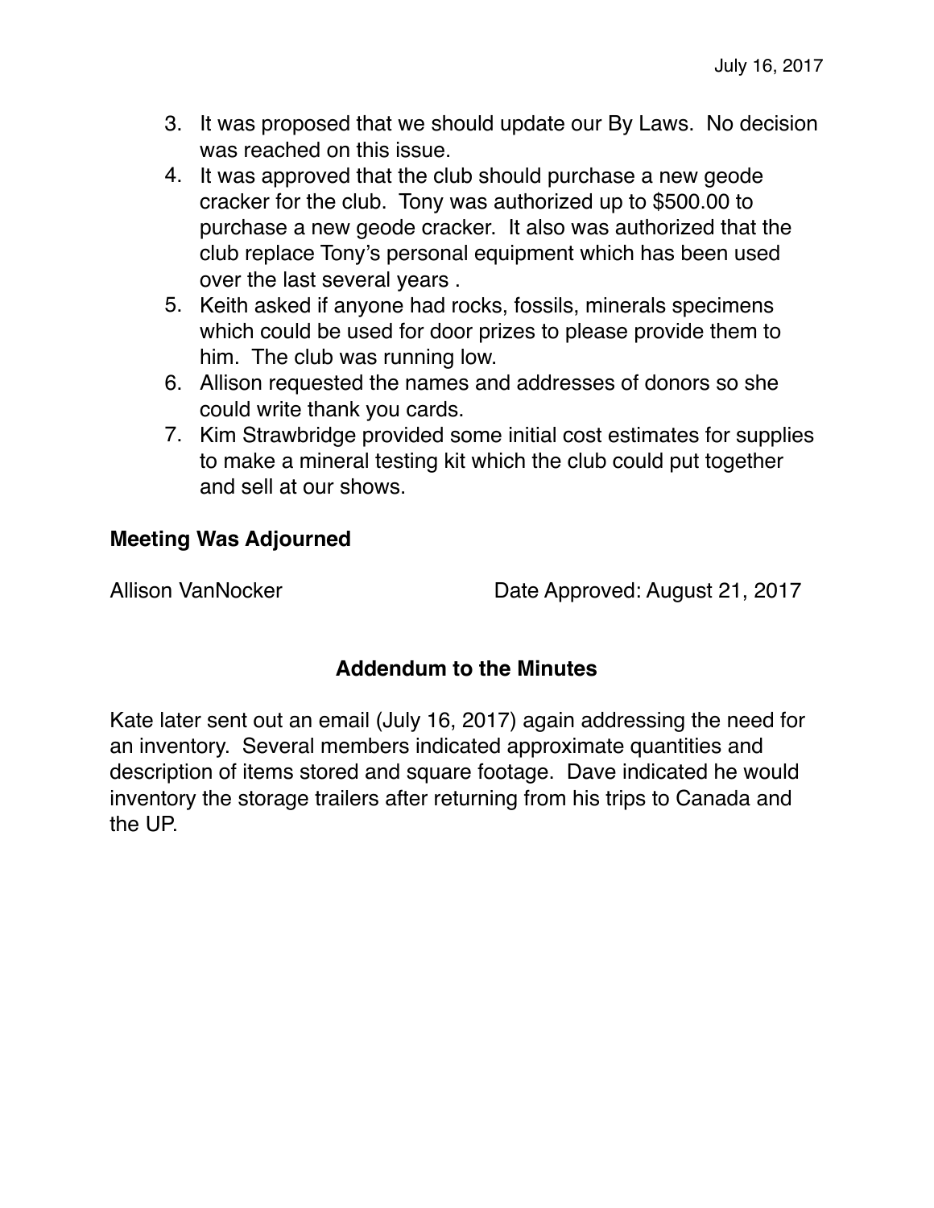3. It was proposed that we should update our By Laws. No decision was reached on this issue.
4. It was approved that the club should purchase a new geode cracker for the club. Tony was authorized up to $500.00 to purchase a new geode cracker. It also was authorized that the club replace Tony's personal equipment which has been used over the last several years .
5. Keith asked if anyone had rocks, fossils, minerals specimens which could be used for door prizes to please provide them to him. The club was running low.
6. Allison requested the names and addresses of donors so she could write thank you cards.
7. Kim Strawbridge provided some initial cost estimates for supplies to make a mineral testing kit which the club could put together and sell at our shows.

**Meeting Was Adjourned**

Allison VanNocker Date Approved: August 21, 2017

## Addendum to the Minutes

Kate later sent out an email (July 16, 2017) again addressing the need for an inventory. Several members indicated approximate quantities and description of items stored and square footage. Dave indicated he would inventory the storage trailers after returning from his trips to Canada and the UP.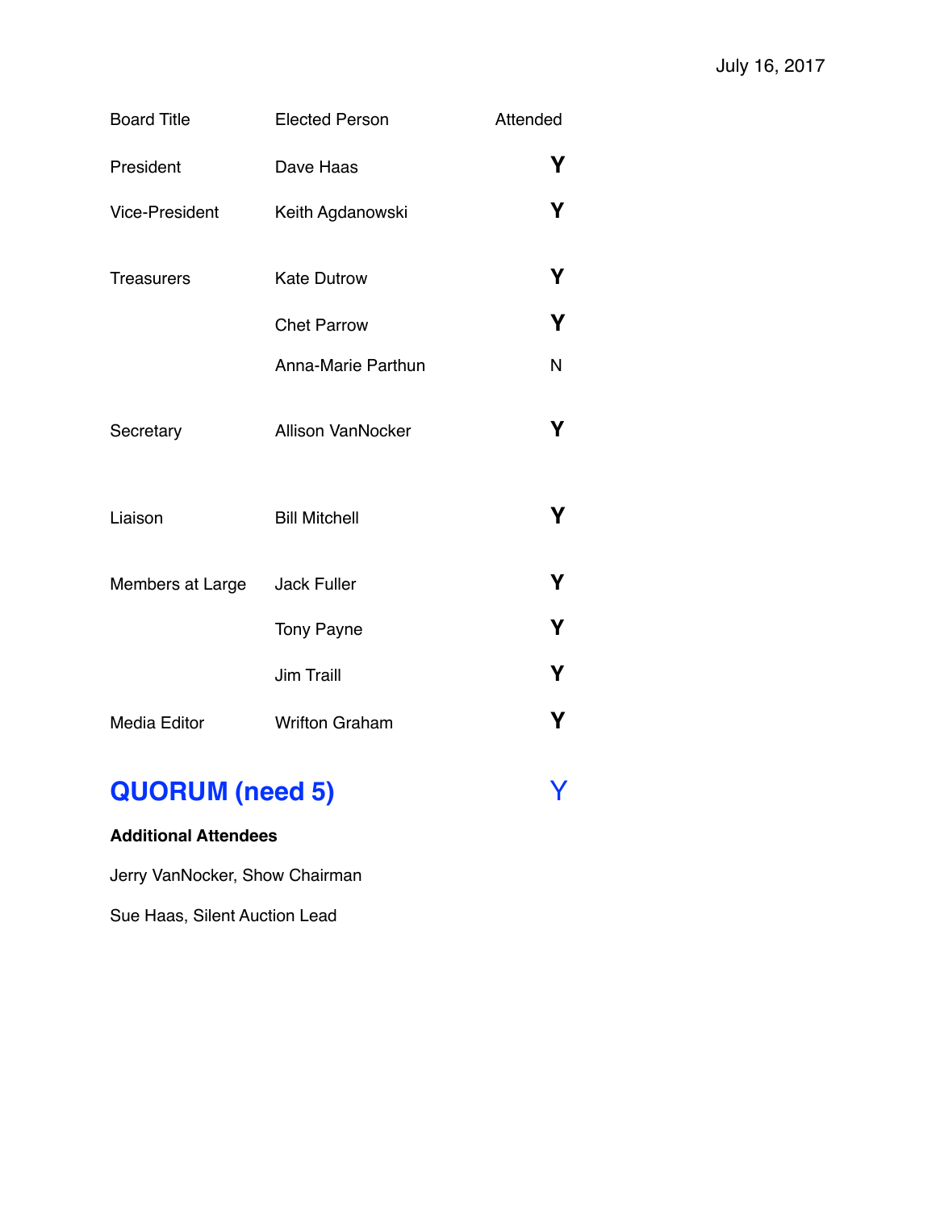July 16, 2017

| Board Title | Elected Person | Attended |
|---|---|---|
| President | Dave Haas | **Y** |
| Vice-President | Keith Agdanowski | **Y** |
| Treasurers | Kate Dutrow | **Y** |
| | Chet Parrow | **Y** |
| | Anna-Marie Parthun | N |
| Secretary | Allison VanNocker | **Y** |
| Liaison | Bill Mitchell | **Y** |
| Members at Large | Jack Fuller | **Y** |
| | Tony Payne | **Y** |
| | Jim Traill | **Y** |
| Media Editor | Wrifton Graham | **Y** |

## QUORUM (need 5) — Y

**Additional Attendees**

Jerry VanNocker, Show Chairman

Sue Haas, Silent Auction Lead